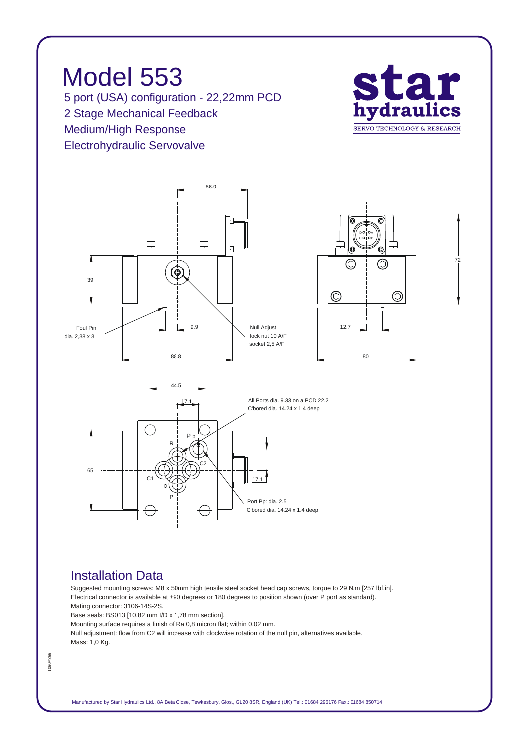# Model 553

5 port (USA) configuration - 22,22mm PCD
2 Stage Mechanical Feedback
Medium/High Response
Electrohydraulic Servovalve

star hydraulics
SERVO TECHNOLOGY & RESEARCH

56.9

39

Foul Pin
dia. 2,38 x 3

9.9

Null Adjust
lock nut 10 A/F
socket 2,5 A/F

88.8

72

12.7

80

44.5

17.1

All Ports dia. 9.33 on a PCD 22.2
C'bored dia. 14.24 x 1.4 deep

65

17.1

Port Pp: dia. 2.5
C'bored dia. 14.24 x 1.4 deep

## Installation Data

Suggested mounting screws: M8 x 50mm high tensile steel socket head cap screws, torque to 29 N.m [257 lbf.in].
Electrical connector is available at ±90 degrees or 180 degrees to position shown (over P port as standard).
Mating connector: 3106-14S-2S.
Base seals: BS013 [10,82 mm I/D x 1,78 mm section].
Mounting surface requires a finish of Ra 0,8 micron flat; within 0,02 mm.
Null adjustment: flow from C2 will increase with clockwise rotation of the null pin, alternatives available.
Mass: 1,0 Kg.

553e0501

Manufactured by Star Hydraulics Ltd., 8A Beta Close, Tewkesbury, Glos., GL20 8SR, England (UK) Tel.: 01684 296176 Fax.: 01684 850714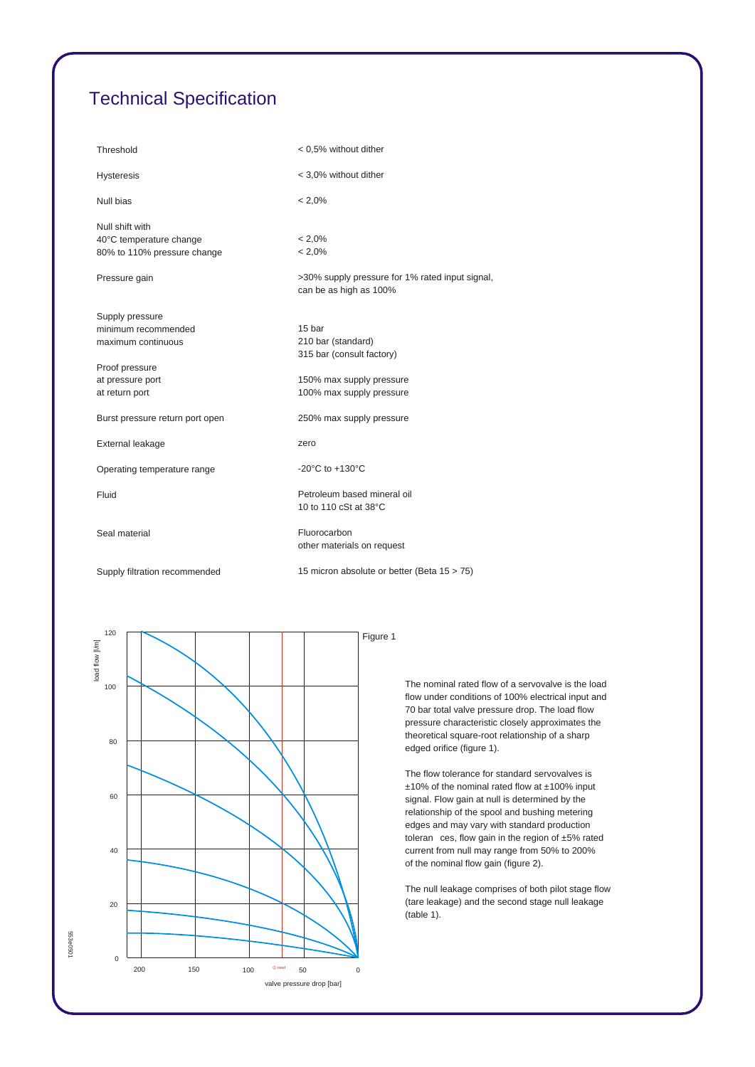# Technical Specification

| | |
|---|---|
| Threshold | < 0,5% without dither |
| Hysteresis | < 3,0% without dither |
| Null bias | < 2,0% |
| Null shift with<br>40°C temperature change<br>80% to 110% pressure change | <br>< 2,0%<br>< 2,0% |
| Pressure gain | >30% supply pressure for 1% rated input signal, can be as high as 100% |
| Supply pressure<br>minimum recommended<br>maximum continuous | <br>15 bar<br>210 bar (standard)<br>315 bar (consult factory) |
| Proof pressure<br>at pressure port<br>at return port | <br>150% max supply pressure<br>100% max supply pressure |
| Burst pressure return port open | 250% max supply pressure |
| External leakage | zero |
| Operating temperature range | -20°C to +130°C |
| Fluid | Petroleum based mineral oil<br>10 to 110 cSt at 38°C |
| Seal material | Fluorocarbon<br>other materials on request |
| Supply filtration recommended | 15 micron absolute or better (Beta 15 > 75) |

Figure 1

The nominal rated flow of a servovalve is the load flow under conditions of 100% electrical input and 70 bar total valve pressure drop. The load flow pressure characteristic closely approximates the theoretical square-root relationship of a sharp edged orifice (figure 1).

The flow tolerance for standard servovalves is ±10% of the nominal rated flow at ±100% input signal. Flow gain at null is determined by the relationship of the spool and bushing metering edges and may vary with standard production tolerances, flow gain in the region of ±5% rated current from null may range from 50% to 200% of the nominal flow gain (figure 2).

The null leakage comprises of both pilot stage flow (tare leakage) and the second stage null leakage (table 1).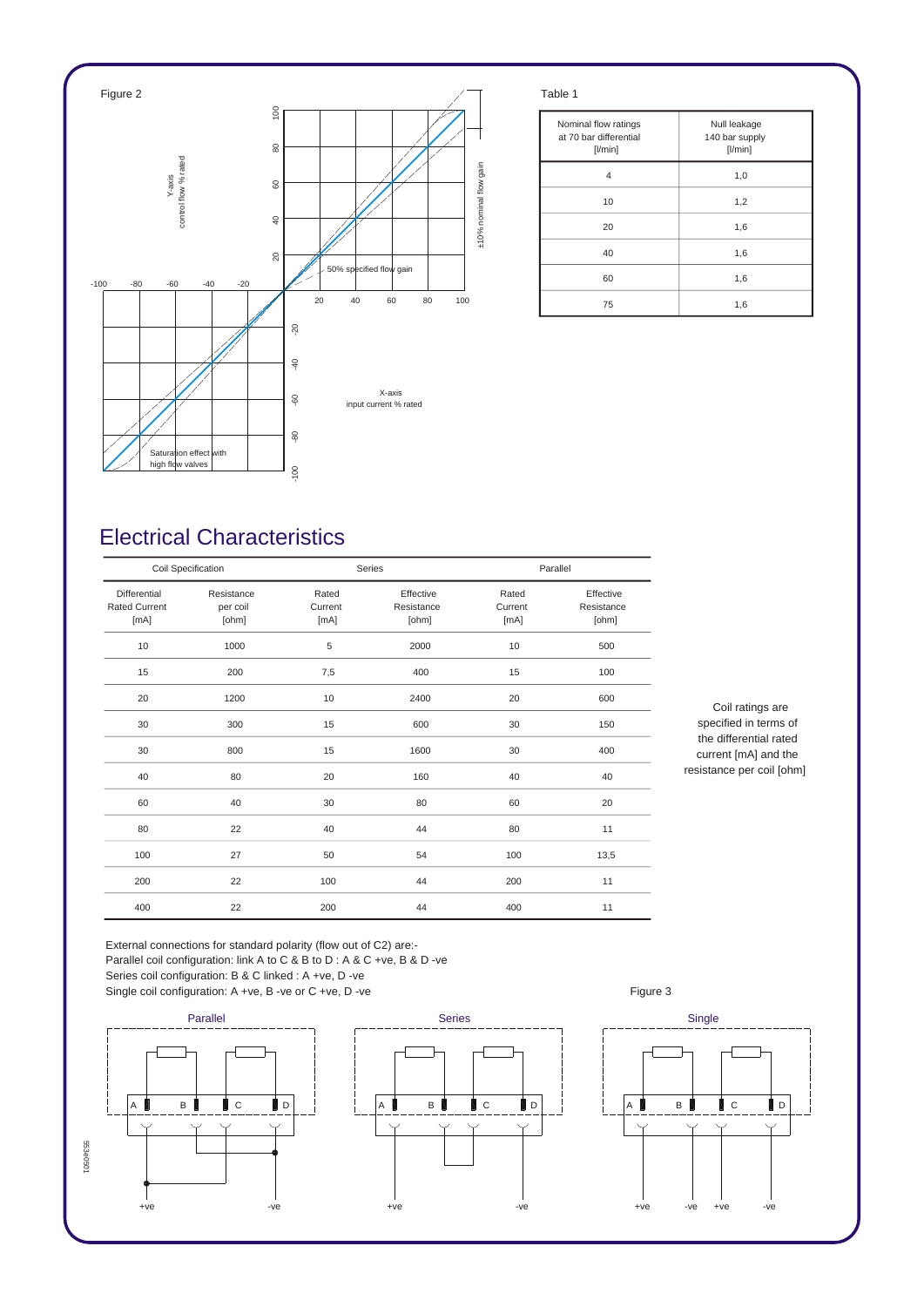Figure 2

Table 1

| Nominal flow ratings at 70 bar differential [l/min] | Null leakage 140 bar supply [l/min] |
|---|---|
| 4 | 1,0 |
| 10 | 1,2 |
| 20 | 1,6 |
| 40 | 1,6 |
| 60 | 1,6 |
| 75 | 1,6 |

## Electrical Characteristics

| Coil Specification | | Series | | Parallel | |
|---|---|---|---|---|---|
| Differential Rated Current [mA] | Resistance per coil [ohm] | Rated Current [mA] | Effective Resistance [ohm] | Rated Current [mA] | Effective Resistance [ohm] |
| 10 | 1000 | 5 | 2000 | 10 | 500 |
| 15 | 200 | 7,5 | 400 | 15 | 100 |
| 20 | 1200 | 10 | 2400 | 20 | 600 |
| 30 | 300 | 15 | 600 | 30 | 150 |
| 30 | 800 | 15 | 1600 | 30 | 400 |
| 40 | 80 | 20 | 160 | 40 | 40 |
| 60 | 40 | 30 | 80 | 60 | 20 |
| 80 | 22 | 40 | 44 | 80 | 11 |
| 100 | 27 | 50 | 54 | 100 | 13,5 |
| 200 | 22 | 100 | 44 | 200 | 11 |
| 400 | 22 | 200 | 44 | 400 | 11 |

Coil ratings are specified in terms of the differential rated current [mA] and the resistance per coil [ohm]

External connections for standard polarity (flow out of C2) are:-
Parallel coil configuration: link A to C & B to D : A & C +ve, B & D -ve
Series coil configuration: B & C linked : A +ve, D -ve
Single coil configuration: A +ve, B -ve or C +ve, D -ve

Figure 3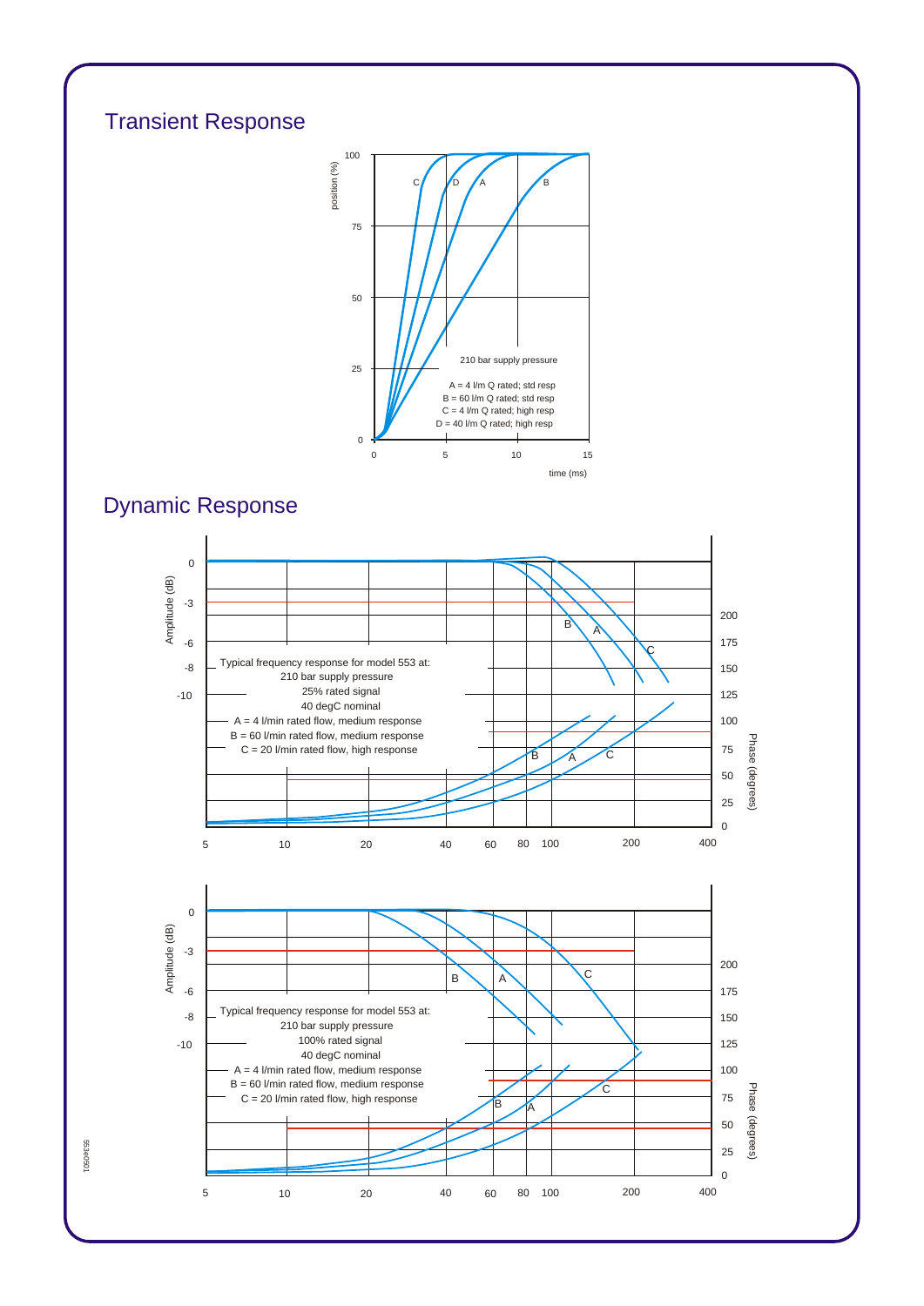## Transient Response

position (%)

100

75

50

25

0

0 5 10 15

time (ms)

C D A B

210 bar supply pressure

A = 4 l/m Q rated; std resp
B = 60 l/m Q rated; std resp
C = 4 l/m Q rated; high resp
D = 40 l/m Q rated; high resp

## Dynamic Response

Amplitude (dB)

0
-3
-6
-8
-10

Typical frequency response for model 553 at:
210 bar supply pressure
25% rated signal
40 degC nominal
A = 4 l/min rated flow, medium response
B = 60 l/min rated flow, medium response
C = 20 l/min rated flow, high response

B A C

B A C

Phase (degrees)

200
175
150
125
100
75
50
25
0

5 10 20 40 60 80 100 200 400

Amplitude (dB)

0
-3
-6
-8
-10

Typical frequency response for model 553 at:
210 bar supply pressure
100% rated signal
40 degC nominal
A = 4 l/min rated flow, medium response
B = 60 l/min rated flow, medium response
C = 20 l/min rated flow, high response

B A C

B A C

Phase (degrees)

200
175
150
125
100
75
50
25
0

5 10 20 40 60 80 100 200 400

553e0501